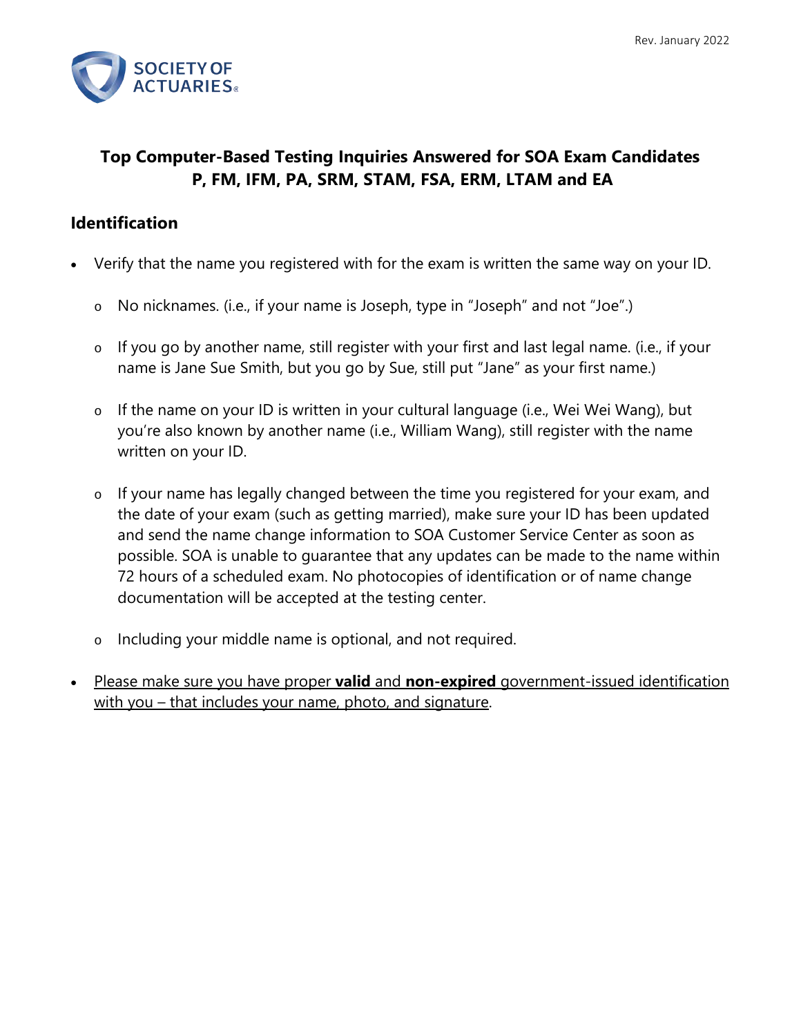Rev. January 2022

SOCIETY OF ACTUARIES®

# Top Computer-Based Testing Inquiries Answered for SOA Exam Candidates P, FM, IFM, PA, SRM, STAM, FSA, ERM, LTAM and EA

## Identification

- Verify that the name you registered with for the exam is written the same way on your ID.
  - No nicknames. (i.e., if your name is Joseph, type in "Joseph" and not "Joe".)
  - If you go by another name, still register with your first and last legal name. (i.e., if your name is Jane Sue Smith, but you go by Sue, still put "Jane" as your first name.)
  - If the name on your ID is written in your cultural language (i.e., Wei Wei Wang), but you're also known by another name (i.e., William Wang), still register with the name written on your ID.
  - If your name has legally changed between the time you registered for your exam, and the date of your exam (such as getting married), make sure your ID has been updated and send the name change information to SOA Customer Service Center as soon as possible. SOA is unable to guarantee that any updates can be made to the name within 72 hours of a scheduled exam. No photocopies of identification or of name change documentation will be accepted at the testing center.
  - Including your middle name is optional, and not required.
- Please make sure you have proper **valid** and **non-expired** government-issued identification with you – that includes your name, photo, and signature.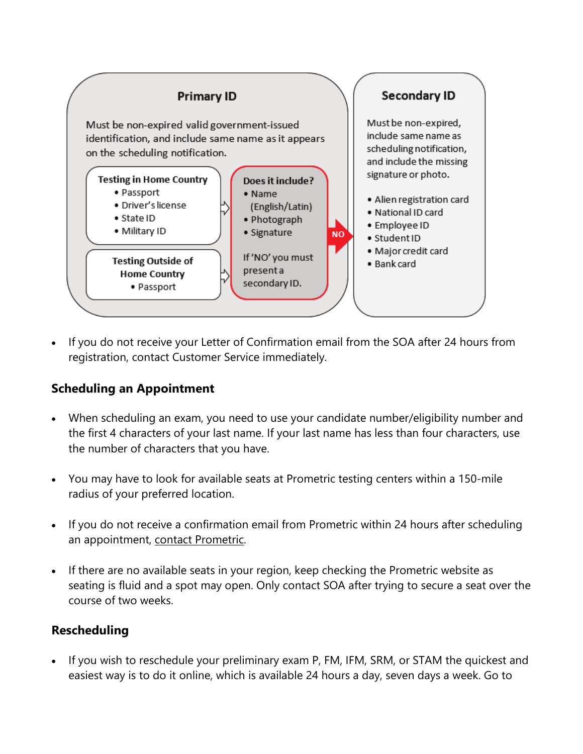**Primary ID**

Must be non-expired valid government-issued identification, and include same name as it appears on the scheduling notification.

**Testing in Home Country**
- Passport
- Driver's license
- State ID
- Military ID

**Testing Outside of Home Country**
- Passport

**Does it include?**
- Name (English/Latin)
- Photograph
- Signature

If 'NO' you must present a secondary ID.

NO

**Secondary ID**

Must be non-expired, include same name as scheduling notification, and include the missing signature or photo.

- Alien registration card
- National ID card
- Employee ID
- Student ID
- Major credit card
- Bank card

- If you do not receive your Letter of Confirmation email from the SOA after 24 hours from registration, contact Customer Service immediately.

### Scheduling an Appointment

- When scheduling an exam, you need to use your candidate number/eligibility number and the first 4 characters of your last name. If your last name has less than four characters, use the number of characters that you have.

- You may have to look for available seats at Prometric testing centers within a 150-mile radius of your preferred location.

- If you do not receive a confirmation email from Prometric within 24 hours after scheduling an appointment, contact Prometric.

- If there are no available seats in your region, keep checking the Prometric website as seating is fluid and a spot may open. Only contact SOA after trying to secure a seat over the course of two weeks.

### Rescheduling

- If you wish to reschedule your preliminary exam P, FM, IFM, SRM, or STAM the quickest and easiest way is to do it online, which is available 24 hours a day, seven days a week. Go to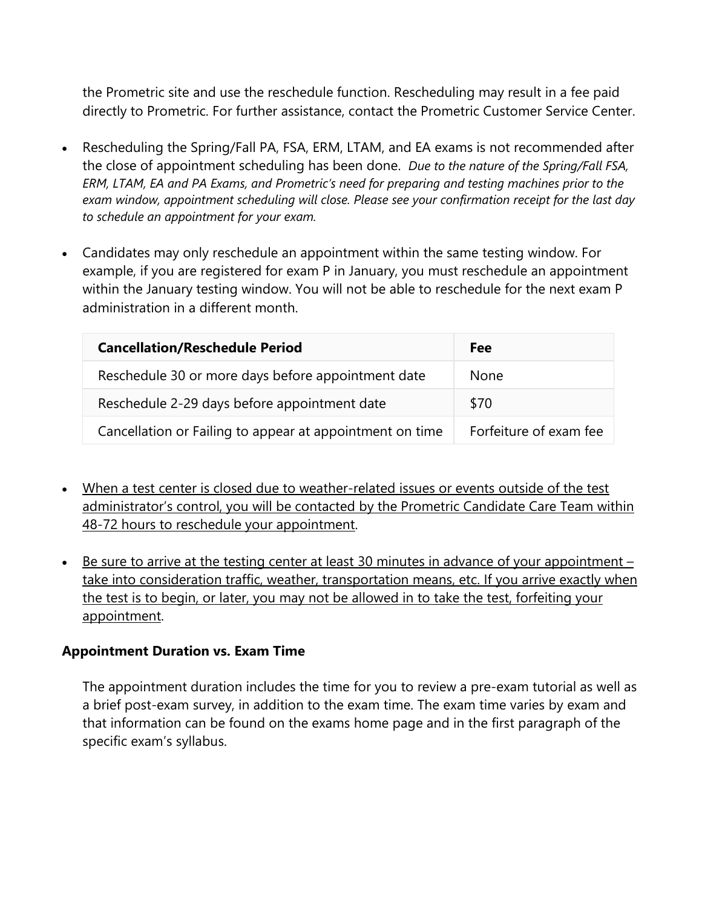the Prometric site and use the reschedule function. Rescheduling may result in a fee paid directly to Prometric. For further assistance, contact the Prometric Customer Service Center.

- Rescheduling the Spring/Fall PA, FSA, ERM, LTAM, and EA exams is not recommended after the close of appointment scheduling has been done. *Due to the nature of the Spring/Fall FSA, ERM, LTAM, EA and PA Exams, and Prometric's need for preparing and testing machines prior to the exam window, appointment scheduling will close. Please see your confirmation receipt for the last day to schedule an appointment for your exam.*

- Candidates may only reschedule an appointment within the same testing window. For example, if you are registered for exam P in January, you must reschedule an appointment within the January testing window. You will not be able to reschedule for the next exam P administration in a different month.

| Cancellation/Reschedule Period | Fee |
| --- | --- |
| Reschedule 30 or more days before appointment date | None |
| Reschedule 2-29 days before appointment date | $70 |
| Cancellation or Failing to appear at appointment on time | Forfeiture of exam fee |

- <u>When a test center is closed due to weather-related issues or events outside of the test administrator's control, you will be contacted by the Prometric Candidate Care Team within 48-72 hours to reschedule your appointment</u>.

- <u>Be sure to arrive at the testing center at least 30 minutes in advance of your appointment – take into consideration traffic, weather, transportation means, etc. If you arrive exactly when the test is to begin, or later, you may not be allowed in to take the test, forfeiting your appointment</u>.

**Appointment Duration vs. Exam Time**

The appointment duration includes the time for you to review a pre-exam tutorial as well as a brief post-exam survey, in addition to the exam time. The exam time varies by exam and that information can be found on the exams home page and in the first paragraph of the specific exam's syllabus.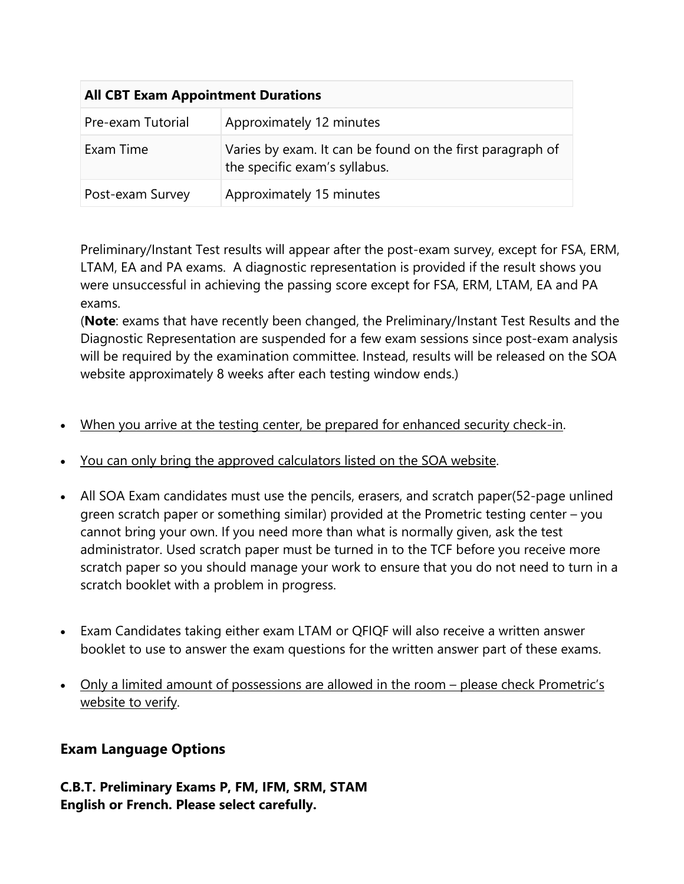| All CBT Exam Appointment Durations | |
|---|---|
| Pre-exam Tutorial | Approximately 12 minutes |
| Exam Time | Varies by exam. It can be found on the first paragraph of the specific exam's syllabus. |
| Post-exam Survey | Approximately 15 minutes |

Preliminary/Instant Test results will appear after the post-exam survey, except for FSA, ERM, LTAM, EA and PA exams. A diagnostic representation is provided if the result shows you were unsuccessful in achieving the passing score except for FSA, ERM, LTAM, EA and PA exams.
(**Note**: exams that have recently been changed, the Preliminary/Instant Test Results and the Diagnostic Representation are suspended for a few exam sessions since post-exam analysis will be required by the examination committee. Instead, results will be released on the SOA website approximately 8 weeks after each testing window ends.)

- When you arrive at the testing center, be prepared for enhanced security check-in.
- You can only bring the approved calculators listed on the SOA website.
- All SOA Exam candidates must use the pencils, erasers, and scratch paper(52-page unlined green scratch paper or something similar) provided at the Prometric testing center – you cannot bring your own. If you need more than what is normally given, ask the test administrator. Used scratch paper must be turned in to the TCF before you receive more scratch paper so you should manage your work to ensure that you do not need to turn in a scratch booklet with a problem in progress.
- Exam Candidates taking either exam LTAM or QFIQF will also receive a written answer booklet to use to answer the exam questions for the written answer part of these exams.
- Only a limited amount of possessions are allowed in the room – please check Prometric's website to verify.

## Exam Language Options

**C.B.T. Preliminary Exams P, FM, IFM, SRM, STAM**
**English or French. Please select carefully.**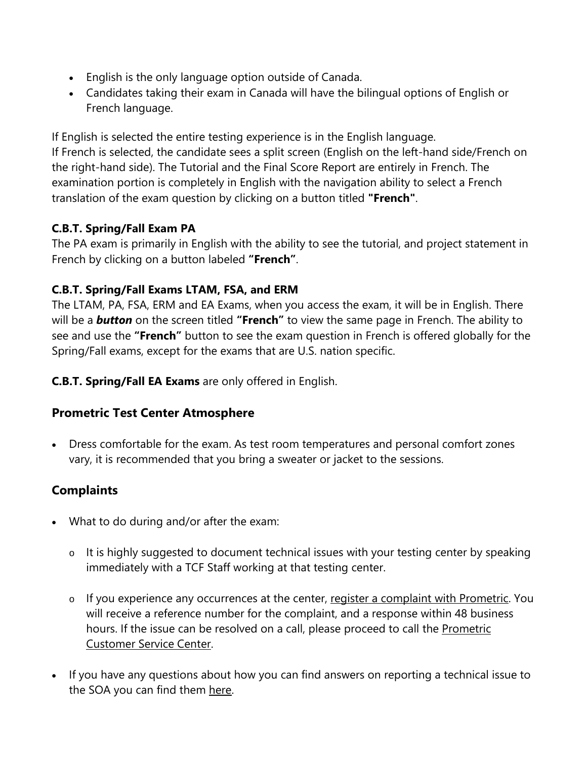- English is the only language option outside of Canada.
- Candidates taking their exam in Canada will have the bilingual options of English or French language.

If English is selected the entire testing experience is in the English language.
If French is selected, the candidate sees a split screen (English on the left-hand side/French on the right-hand side). The Tutorial and the Final Score Report are entirely in French. The examination portion is completely in English with the navigation ability to select a French translation of the exam question by clicking on a button titled **"French"**.

**C.B.T. Spring/Fall Exam PA**
The PA exam is primarily in English with the ability to see the tutorial, and project statement in French by clicking on a button labeled **“French”**.

**C.B.T. Spring/Fall Exams LTAM, FSA, and ERM**
The LTAM, PA, FSA, ERM and EA Exams, when you access the exam, it will be in English. There will be a ***button*** on the screen titled **“French”** to view the same page in French. The ability to see and use the **“French”** button to see the exam question in French is offered globally for the Spring/Fall exams, except for the exams that are U.S. nation specific.

**C.B.T. Spring/Fall EA Exams** are only offered in English.

## Prometric Test Center Atmosphere

- Dress comfortable for the exam. As test room temperatures and personal comfort zones vary, it is recommended that you bring a sweater or jacket to the sessions.

## Complaints

- What to do during and/or after the exam:
  - It is highly suggested to document technical issues with your testing center by speaking immediately with a TCF Staff working at that testing center.
  - If you experience any occurrences at the center, register a complaint with Prometric. You will receive a reference number for the complaint, and a response within 48 business hours. If the issue can be resolved on a call, please proceed to call the Prometric Customer Service Center.
- If you have any questions about how you can find answers on reporting a technical issue to the SOA you can find them here.